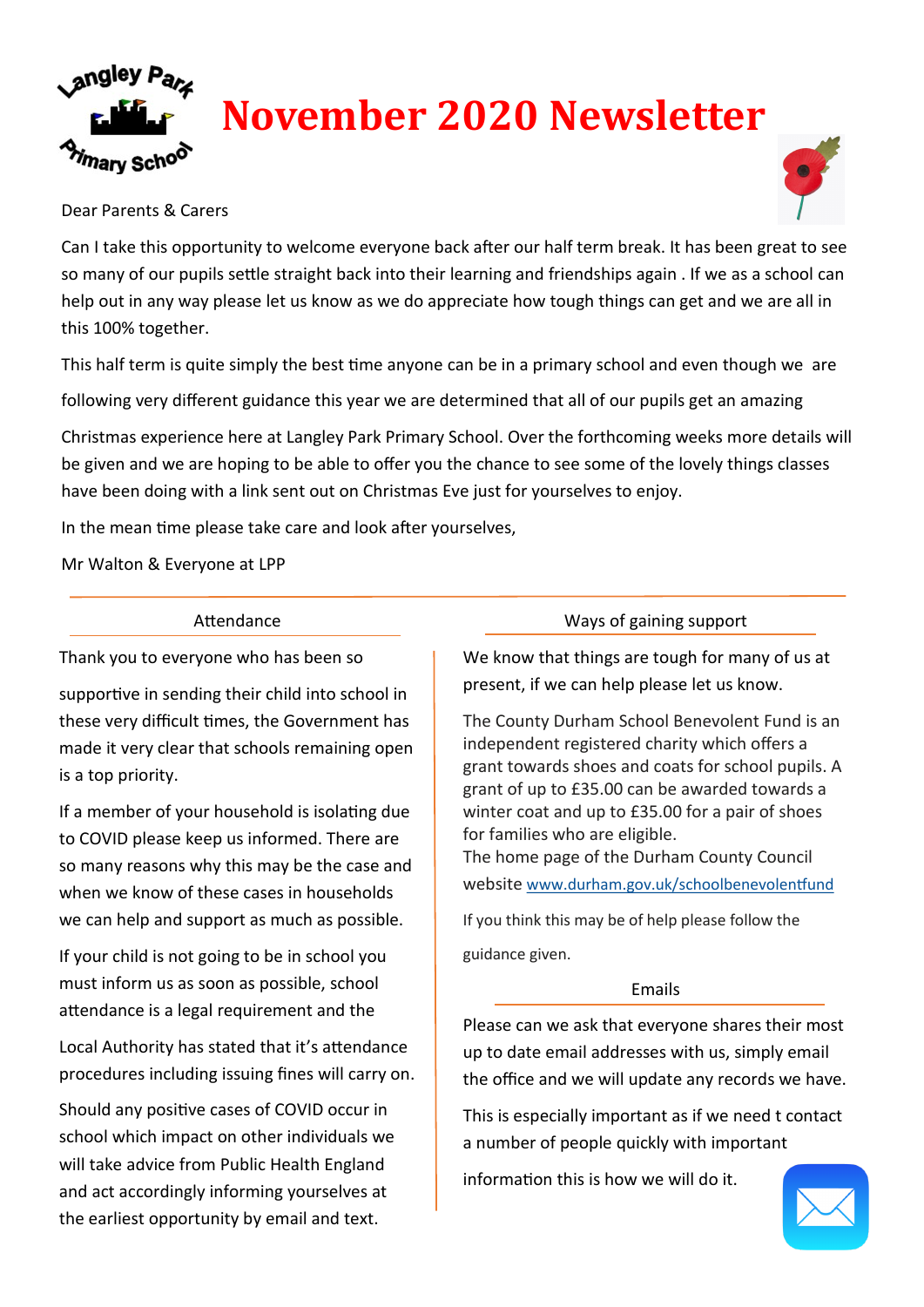# November 2020 Newsletter

Dear Parents & Carers

Can I take this opportunity to welcome everyone back after our half term break. It has been great to see so many of our pupils settle straight back into their learning and friendships again . If we as a school can help out in any way please let us know as we do appreciate how tough things can get and we are all in this 100% together.

This half term is quite simply the best time anyone can be in a primary school and even though we are following very different guidance this year we are determined that all of our pupils get an amazing Christmas experience here at Langley Park Primary School. Over the forthcoming weeks more details will be given and we are hoping to be able to offer you the chance to see some of the lovely things classes have been doing with a link sent out on Christmas Eve just for yourselves to enjoy.

In the mean time please take care and look after yourselves,

Mr Walton & Everyone at LPP

## Attendance

Thank you to everyone who has been so supportive in sending their child into school in these very difficult times, the Government has made it very clear that schools remaining open is a top priority.

If a member of your household is isolating due to COVID please keep us informed. There are so many reasons why this may be the case and when we know of these cases in households we can help and support as much as possible.

If your child is not going to be in school you must inform us as soon as possible, school attendance is a legal requirement and the Local Authority has stated that it's attendance procedures including issuing fines will carry on.

Should any positive cases of COVID occur in school which impact on other individuals we will take advice from Public Health England and act accordingly informing yourselves at the earliest opportunity by email and text.

## Ways of gaining support

We know that things are tough for many of us at present, if we can help please let us know.

The County Durham School Benevolent Fund is an independent registered charity which offers a grant towards shoes and coats for school pupils. A grant of up to £35.00 can be awarded towards a winter coat and up to £35.00 for a pair of shoes for families who are eligible.
The home page of the Durham County Council website www.durham.gov.uk/schoolbenevolentfund

If you think this may be of help please follow the guidance given.

## Emails

Please can we ask that everyone shares their most up to date email addresses with us, simply email the office and we will update any records we have.

This is especially important as if we need t contact a number of people quickly with important information this is how we will do it.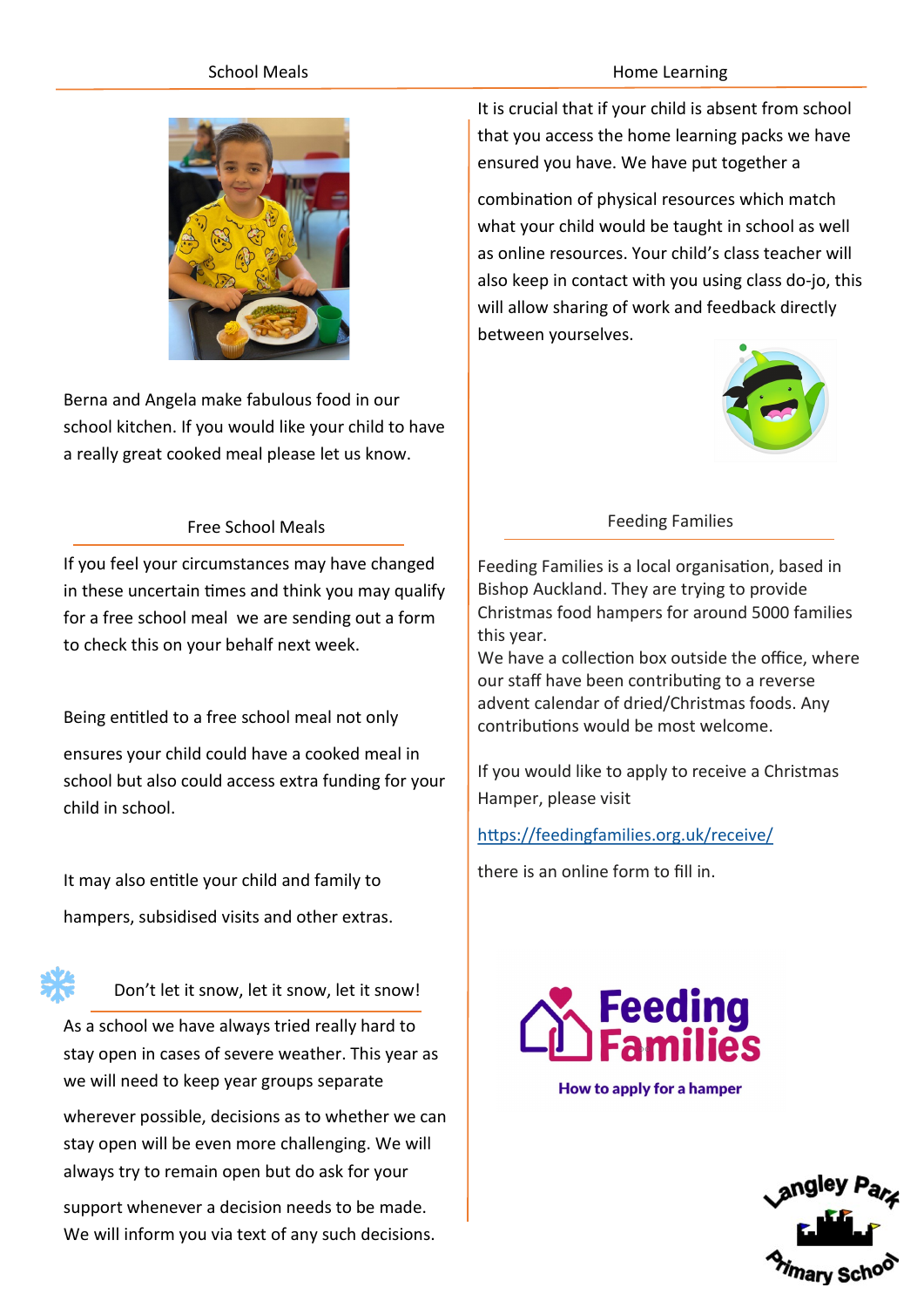## School Meals

Berna and Angela make fabulous food in our school kitchen. If you would like your child to have a really great cooked meal please let us know.

## Free School Meals

If you feel your circumstances may have changed in these uncertain times and think you may qualify for a free school meal we are sending out a form to check this on your behalf next week.

Being entitled to a free school meal not only ensures your child could have a cooked meal in school but also could access extra funding for your child in school.

It may also entitle your child and family to hampers, subsidised visits and other extras.

## Don't let it snow, let it snow, let it snow!

As a school we have always tried really hard to stay open in cases of severe weather. This year as we will need to keep year groups separate wherever possible, decisions as to whether we can stay open will be even more challenging. We will always try to remain open but do ask for your support whenever a decision needs to be made. We will inform you via text of any such decisions.

## Home Learning

It is crucial that if your child is absent from school that you access the home learning packs we have ensured you have. We have put together a combination of physical resources which match what your child would be taught in school as well as online resources. Your child's class teacher will also keep in contact with you using class do-jo, this will allow sharing of work and feedback directly between yourselves.

## Feeding Families

Feeding Families is a local organisation, based in Bishop Auckland. They are trying to provide Christmas food hampers for around 5000 families this year.
We have a collection box outside the office, where our staff have been contributing to a reverse advent calendar of dried/Christmas foods. Any contributions would be most welcome.

If you would like to apply to receive a Christmas Hamper, please visit

https://feedingfamilies.org.uk/receive/

there is an online form to fill in.

**Feeding Families**

How to apply for a hamper

Langley Park Primary School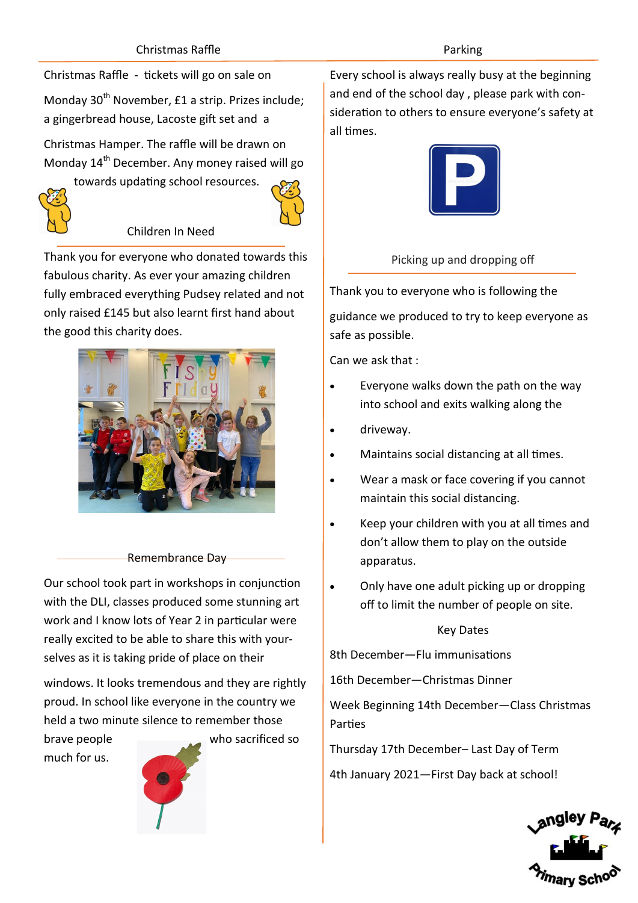## Christmas Raffle

Christmas Raffle - tickets will go on sale on Monday 30th November, £1 a strip. Prizes include; a gingerbread house, Lacoste gift set and a Christmas Hamper. The raffle will be drawn on Monday 14th December. Any money raised will go towards updating school resources.

## Children In Need

Thank you for everyone who donated towards this fabulous charity. As ever your amazing children fully embraced everything Pudsey related and not only raised £145 but also learnt first hand about the good this charity does.

## Remembrance Day

Our school took part in workshops in conjunction with the DLI, classes produced some stunning art work and I know lots of Year 2 in particular were really excited to be able to share this with yourselves as it is taking pride of place on their windows. It looks tremendous and they are rightly proud. In school like everyone in the country we held a two minute silence to remember those brave people who sacrificed so much for us.

## Parking

Every school is always really busy at the beginning and end of the school day , please park with consideration to others to ensure everyone's safety at all times.

## Picking up and dropping off

Thank you to everyone who is following the guidance we produced to try to keep everyone as safe as possible.

Can we ask that :

- Everyone walks down the path on the way into school and exits walking along the driveway.
- Maintains social distancing at all times.
- Wear a mask or face covering if you cannot maintain this social distancing.
- Keep your children with you at all times and don't allow them to play on the outside apparatus.
- Only have one adult picking up or dropping off to limit the number of people on site.

## Key Dates

8th December—Flu immunisations

16th December—Christmas Dinner

Week Beginning 14th December—Class Christmas Parties

Thursday 17th December– Last Day of Term

4th January 2021—First Day back at school!

Langley Park Primary School